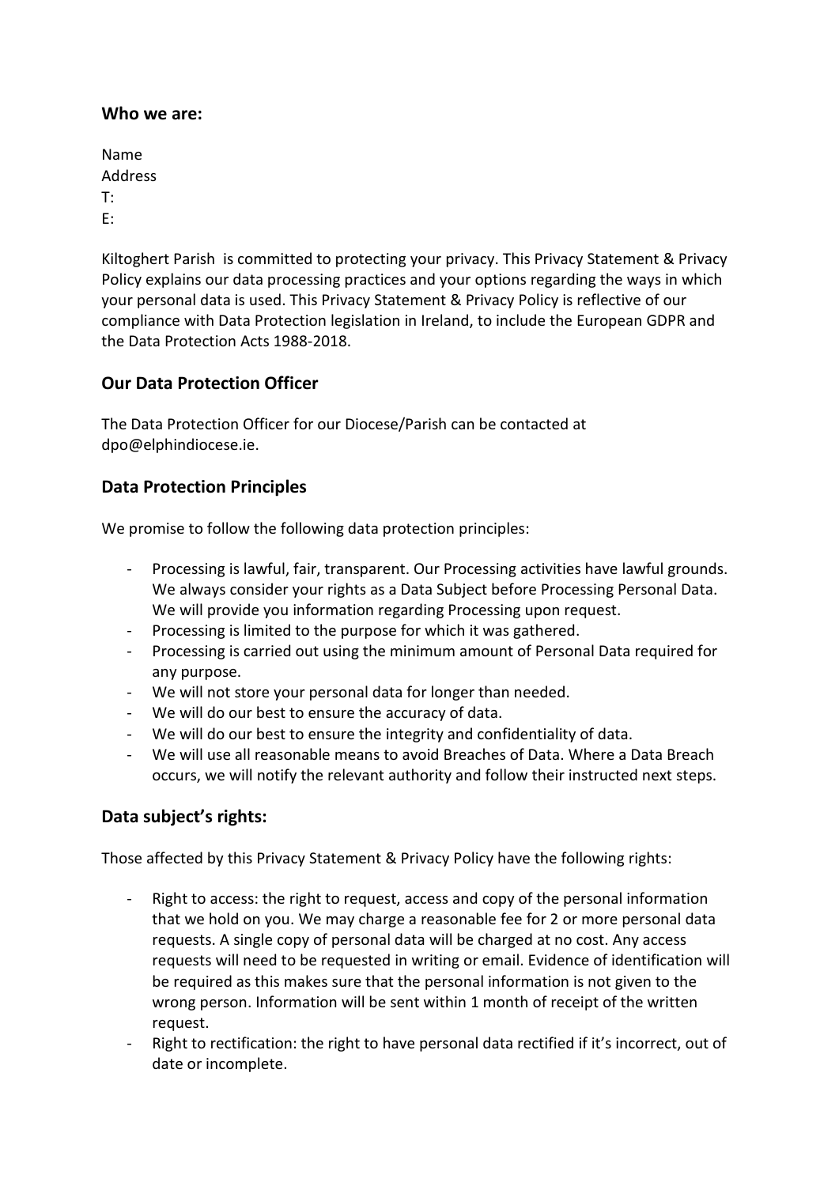## Who we are:

Name
Address
T:
E:

Kiltoghert Parish is committed to protecting your privacy. This Privacy Statement & Privacy Policy explains our data processing practices and your options regarding the ways in which your personal data is used. This Privacy Statement & Privacy Policy is reflective of our compliance with Data Protection legislation in Ireland, to include the European GDPR and the Data Protection Acts 1988-2018.

## Our Data Protection Officer

The Data Protection Officer for our Diocese/Parish can be contacted at dpo@elphindiocese.ie.

## Data Protection Principles

We promise to follow the following data protection principles:

- Processing is lawful, fair, transparent. Our Processing activities have lawful grounds. We always consider your rights as a Data Subject before Processing Personal Data. We will provide you information regarding Processing upon request.
- Processing is limited to the purpose for which it was gathered.
- Processing is carried out using the minimum amount of Personal Data required for any purpose.
- We will not store your personal data for longer than needed.
- We will do our best to ensure the accuracy of data.
- We will do our best to ensure the integrity and confidentiality of data.
- We will use all reasonable means to avoid Breaches of Data. Where a Data Breach occurs, we will notify the relevant authority and follow their instructed next steps.

## Data subject's rights:

Those affected by this Privacy Statement & Privacy Policy have the following rights:

- Right to access: the right to request, access and copy of the personal information that we hold on you. We may charge a reasonable fee for 2 or more personal data requests. A single copy of personal data will be charged at no cost. Any access requests will need to be requested in writing or email. Evidence of identification will be required as this makes sure that the personal information is not given to the wrong person. Information will be sent within 1 month of receipt of the written request.
- Right to rectification: the right to have personal data rectified if it's incorrect, out of date or incomplete.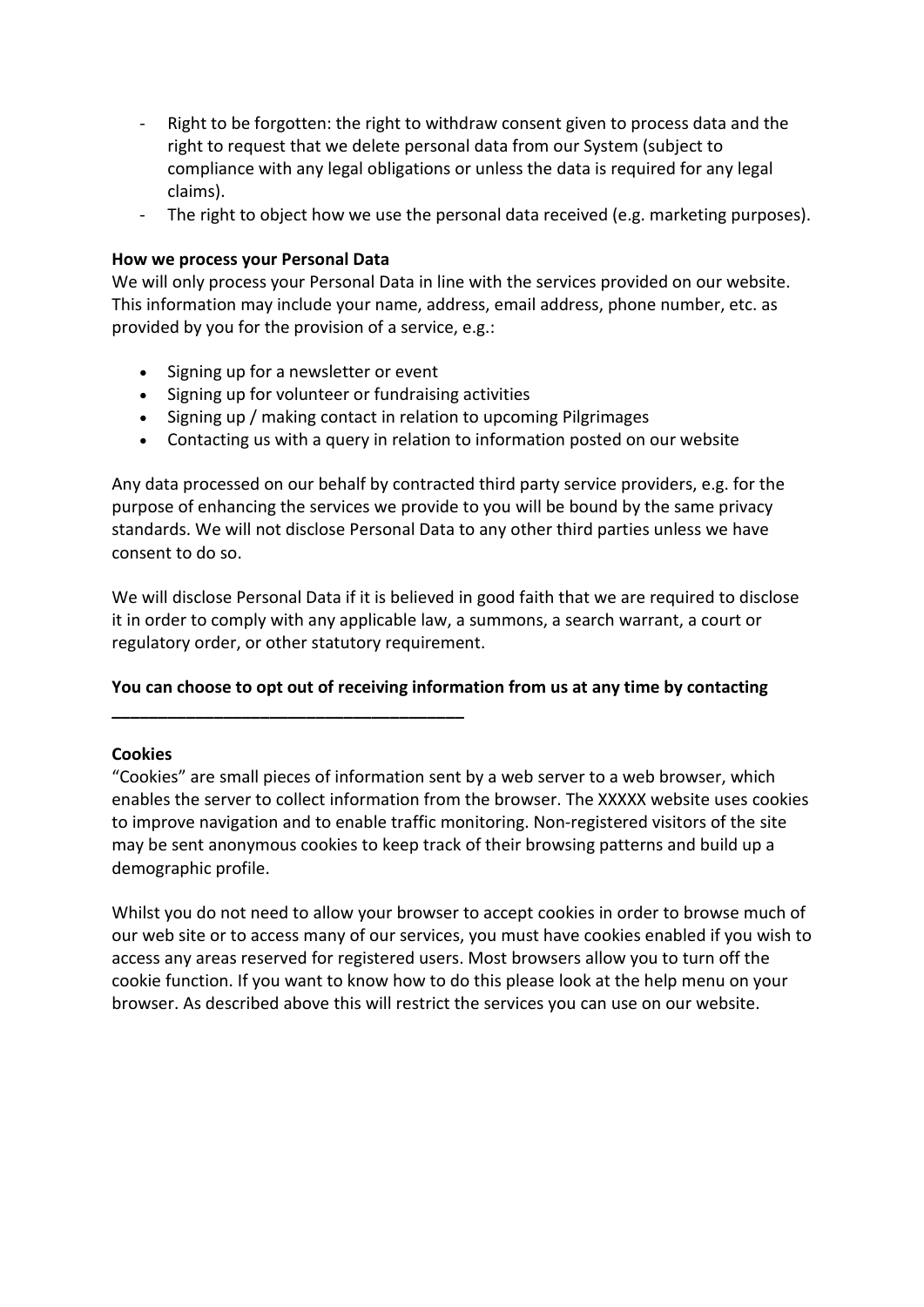- Right to be forgotten: the right to withdraw consent given to process data and the right to request that we delete personal data from our System (subject to compliance with any legal obligations or unless the data is required for any legal claims).
- The right to object how we use the personal data received (e.g. marketing purposes).

**How we process your Personal Data**

We will only process your Personal Data in line with the services provided on our website. This information may include your name, address, email address, phone number, etc. as provided by you for the provision of a service, e.g.:

- Signing up for a newsletter or event
- Signing up for volunteer or fundraising activities
- Signing up / making contact in relation to upcoming Pilgrimages
- Contacting us with a query in relation to information posted on our website

Any data processed on our behalf by contracted third party service providers, e.g. for the purpose of enhancing the services we provide to you will be bound by the same privacy standards. We will not disclose Personal Data to any other third parties unless we have consent to do so.

We will disclose Personal Data if it is believed in good faith that we are required to disclose it in order to comply with any applicable law, a summons, a search warrant, a court or regulatory order, or other statutory requirement.

**You can choose to opt out of receiving information from us at any time by contacting \_\_\_\_\_\_\_\_\_\_\_\_\_\_\_\_\_\_\_\_\_\_\_\_\_\_\_\_\_\_\_\_\_\_\_\_\_\_**

**Cookies**

"Cookies" are small pieces of information sent by a web server to a web browser, which enables the server to collect information from the browser. The XXXXX website uses cookies to improve navigation and to enable traffic monitoring. Non-registered visitors of the site may be sent anonymous cookies to keep track of their browsing patterns and build up a demographic profile.

Whilst you do not need to allow your browser to accept cookies in order to browse much of our web site or to access many of our services, you must have cookies enabled if you wish to access any areas reserved for registered users. Most browsers allow you to turn off the cookie function. If you want to know how to do this please look at the help menu on your browser. As described above this will restrict the services you can use on our website.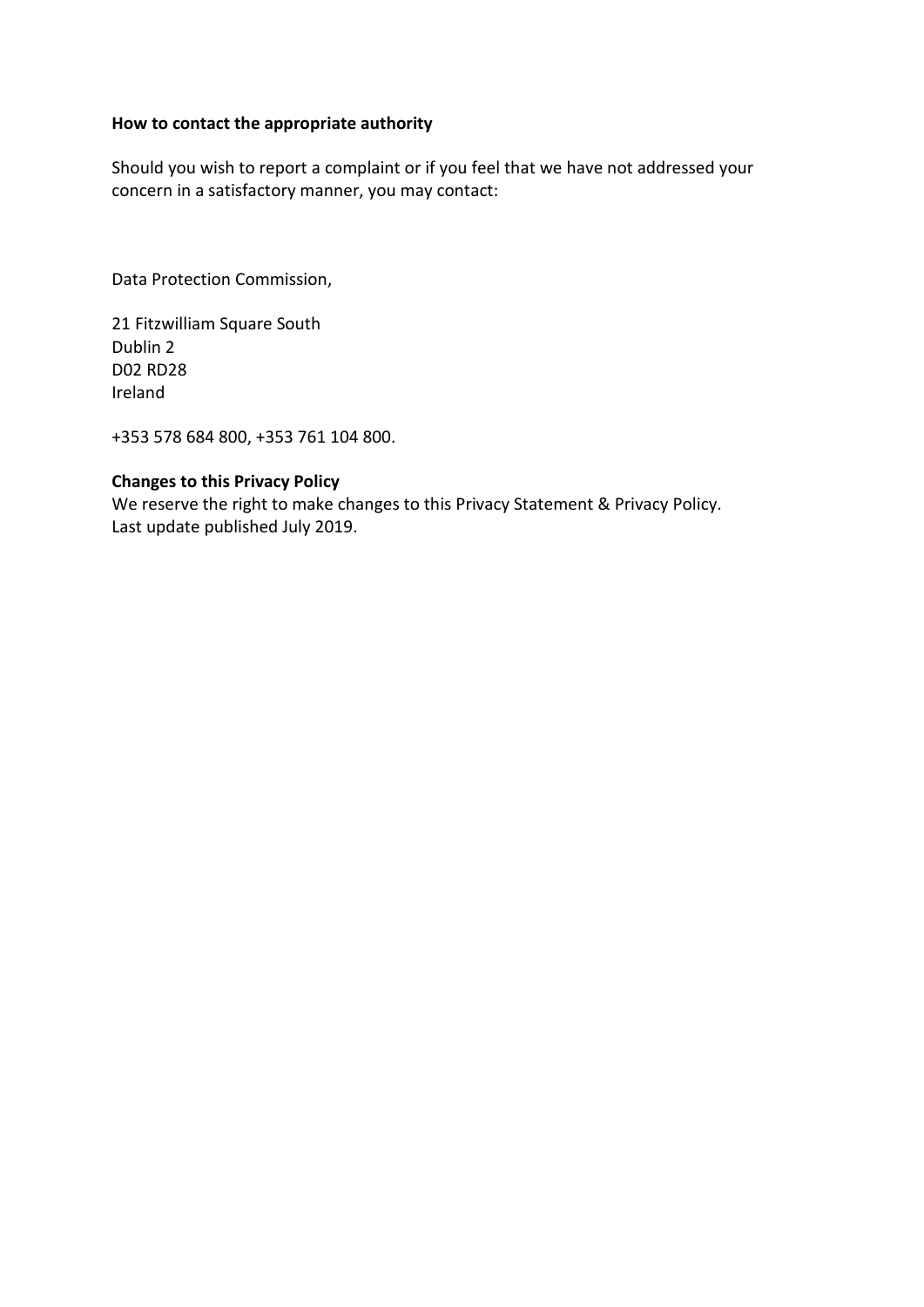**How to contact the appropriate authority**

Should you wish to report a complaint or if you feel that we have not addressed your concern in a satisfactory manner, you may contact:

Data Protection Commission,

21 Fitzwilliam Square South
Dublin 2
D02 RD28
Ireland

+353 578 684 800, +353 761 104 800.

**Changes to this Privacy Policy**

We reserve the right to make changes to this Privacy Statement & Privacy Policy.
Last update published July 2019.